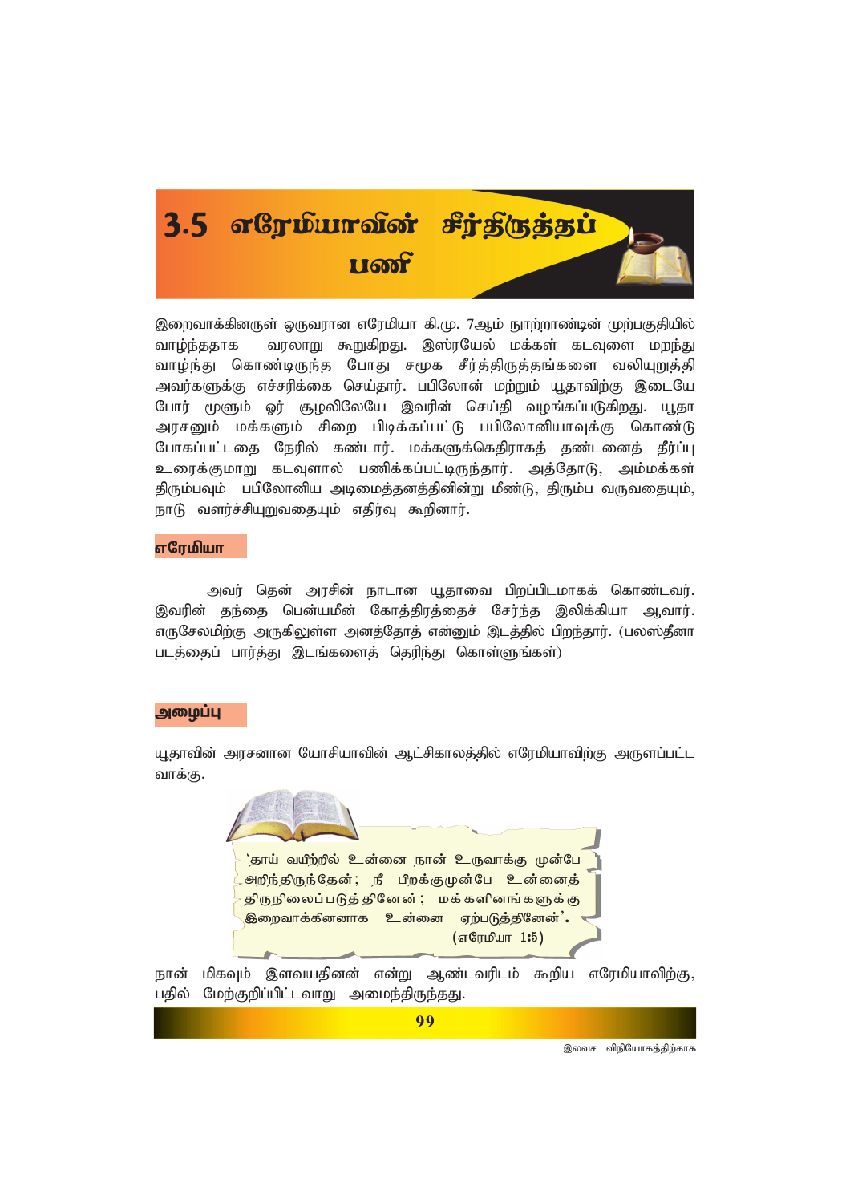# 3.5 எரேமியாவின் சீர்திருத்தப் பணி

இறைவாக்கினருள் ஒருவரான எரேமியா கி.மு. 7ஆம் நூற்றாண்டின் முற்பகுதியில் வாழ்ந்ததாக வரலாறு கூறுகிறது. இஸ்ரயேல் மக்கள் கடவுளை மறந்து வாழ்ந்து கொண்டிருந்த போது சமூக சீர்த்திருத்தங்களை வலியுறுத்தி அவர்களுக்கு எச்சரிக்கை செய்தார். பபிலோன் மற்றும் யூதாவிற்கு இடையே போர் மூளும் ஓர் சூழலிலேயே இவரின் செய்தி வழங்கப்படுகிறது. யூதா அரசனும் மக்களும் சிறை பிடிக்கப்பட்டு பபிலோனியாவுக்கு கொண்டு போகப்பட்டதை நேரில் கண்டார். மக்களுக்கெதிராகத் தண்டனைத் தீர்ப்பு உரைக்குமாறு கடவுளால் பணிக்கப்பட்டிருந்தார். அத்தோடு, அம்மக்கள் திரும்பவும் பபிலோனிய அடிமைத்தனத்தினின்று மீண்டு, திரும்ப வருவதையும், நாடு வளர்ச்சியுறுவதையும் எதிர்வு கூறினார்.

## எரேமியா

அவர் தென் அரசின் நாடான யூதாவை பிறப்பிடமாகக் கொண்டவர். இவரின் தந்தை பென்யமீன் கோத்திரத்தைச் சேர்ந்த இலிக்கியா ஆவார். எருசேலமிற்கு அருகிலுள்ள அனத்தோத் என்னும் இடத்தில் பிறந்தார். (பலஸ்தீனா படத்தைப் பார்த்து இடங்களைத் தெரிந்து கொள்ளுங்கள்)

## அழைப்பு

யூதாவின் அரசனான யோசியாவின் ஆட்சிகாலத்தில் எரேமியாவிற்கு அருளப்பட்ட வாக்கு.

> 'தாய் வயிற்றில் உன்னை நான் உருவாக்கு முன்பே அறிந்திருந்தேன்; நீ பிறக்குமுன்பே உன்னைத் திருநிலைப்படுத்தினேன்; மக்களினங்களுக்கு இறைவாக்கினனாக உன்னை ஏற்படுத்தினேன்'.
>
> (எரேமியா 1:5)

நான் மிகவும் இளவயதினன் என்று ஆண்டவரிடம் கூறிய எரேமியாவிற்கு, பதில் மேற்குறிப்பிட்டவாறு அமைந்திருந்தது.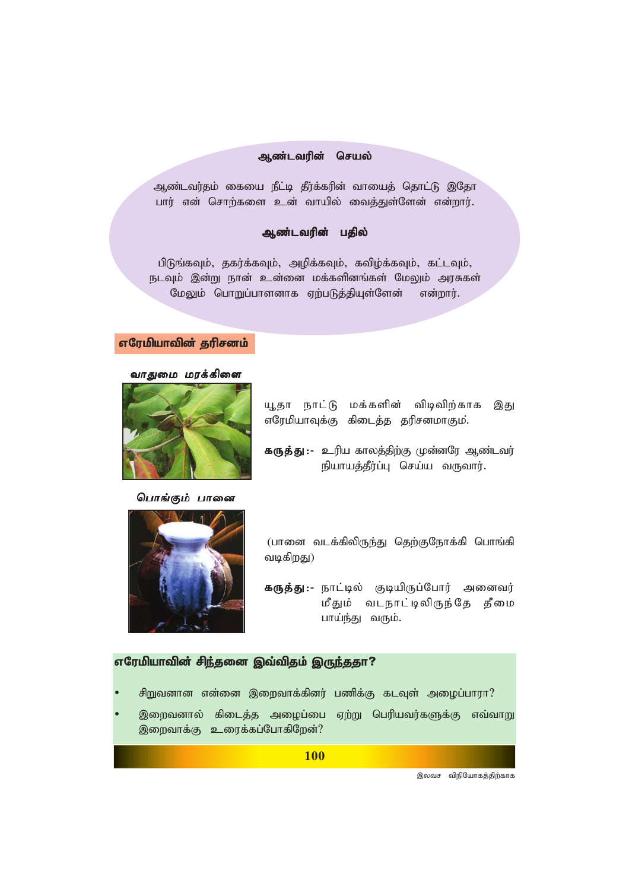### ஆண்டவரின் செயல்

ஆண்டவர்தம் கையை நீட்டி தீர்க்கரின் வாயைத் தொட்டு இதோ பார் என் சொற்களை உன் வாயில் வைத்துள்ளேன் என்றார்.

### ஆண்டவரின் பதில்

பிடுங்கவும், தகர்க்கவும், அழிக்கவும், கவிழ்க்கவும், கட்டவும், நடவும் இன்று நான் உன்னை மக்களினங்கள் மேலும் அரசுகள் மேலும் பொறுப்பாளனாக ஏற்படுத்தியுள்ளேன் என்றார்.

## எரேமியாவின் தரிசனம்

***வாதுமை மரக்கிளை***

யூதா நாட்டு மக்களின் விடிவிற்காக இது எரேமியாவுக்கு கிடைத்த தரிசனமாகும்.

**கருத்து :-** உரிய காலத்திற்கு முன்னரே ஆண்டவர் நியாயத்தீர்ப்பு செய்ய வருவார்.

***பொங்கும் பானை***

(பானை வடக்கிலிருந்து தெற்குநோக்கி பொங்கி வடிகிறது)

**கருத்து :-** நாட்டில் குடியிருப்போர் அனைவர் மீதும் வடநாட்டிலிருந்தே தீமை பாய்ந்து வரும்.

## எரேமியாவின் சிந்தனை இவ்விதம் இருந்ததா?

- சிறுவனான என்னை இறைவாக்கினர் பணிக்கு கடவுள் அழைப்பாரா?
- இறைவனால் கிடைத்த அழைப்பை ஏற்று பெரியவர்களுக்கு எவ்வாறு இறைவாக்கு உரைக்கப்போகிறேன்?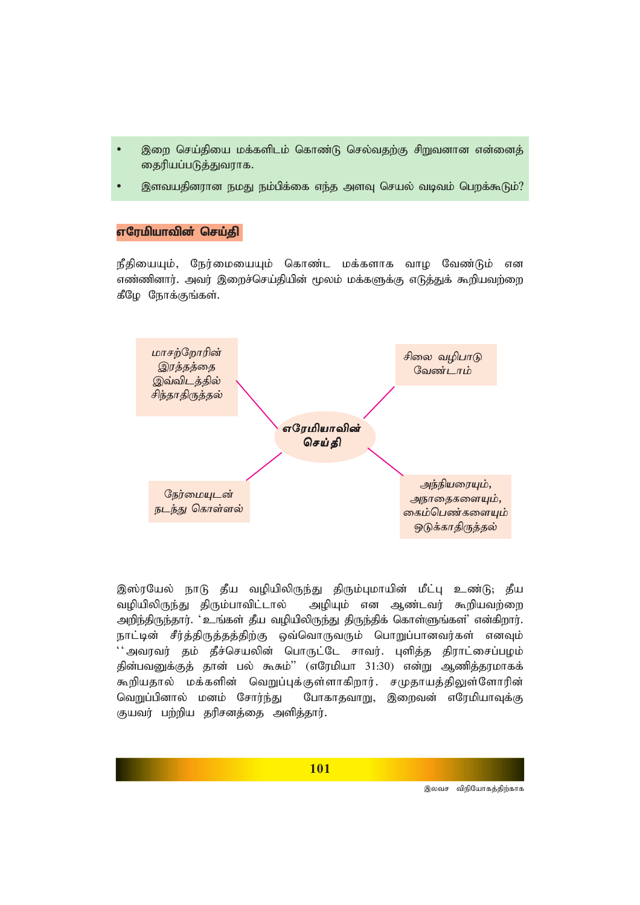- இறை செய்தியை மக்களிடம் கொண்டு செல்வதற்கு சிறுவனான என்னைத் தைரியப்படுத்துவராக.
- இளவயதினரான நமது நம்பிக்கை எந்த அளவு செயல் வடிவம் பெறக்கூடும்?

## எரேமியாவின் செய்தி

நீதியையும், நேர்மையையும் கொண்ட மக்களாக வாழ வேண்டும் என எண்ணினார். அவர் இறைச்செய்தியின் மூலம் மக்களுக்கு எடுத்துக் கூறியவற்றை கீழே நோக்குங்கள்.

**எரேமியாவின் செய்தி**

- *மாசற்றோரின் இரத்தத்தை இவ்விடத்தில் சிந்தாதிருத்தல்*
- *சிலை வழிபாடு வேண்டாம்*
- *நேர்மையுடன் நடந்து கொள்ளல்*
- *அந்நியரையும், அநாதைகளையும், கைம்பெண்களையும் ஒடுக்காதிருத்தல்*

இஸ்ரயேல் நாடு தீய வழியிலிருந்து திரும்புமாயின் மீட்பு உண்டு; தீய வழியிலிருந்து திரும்பாவிட்டால் அழியும் என ஆண்டவர் கூறியவற்றை அறிந்திருந்தார். 'உங்கள் தீய வழியிலிருந்து திருந்திக் கொள்ளுங்கள்' என்கிறார். நாட்டின் சீர்த்திருத்தத்திற்கு ஒவ்வொருவரும் பொறுப்பானவர்கள் எனவும் ''அவரவர் தம் தீச்செயலின் பொருட்டே சாவர். புளித்த திராட்சைப்பழம் தின்பவனுக்குத் தான் பல் கூசும்'' (எரேமியா 31:30) என்று ஆணித்தரமாகக் கூறியதால் மக்களின் வெறுப்புக்குள்ளாகிறார். சமுதாயத்திலுள்ளோரின் வெறுப்பினால் மனம் சோர்ந்து போகாதவாறு, இறைவன் எரேமியாவுக்கு குயவர் பற்றிய தரிசனத்தை அளித்தார்.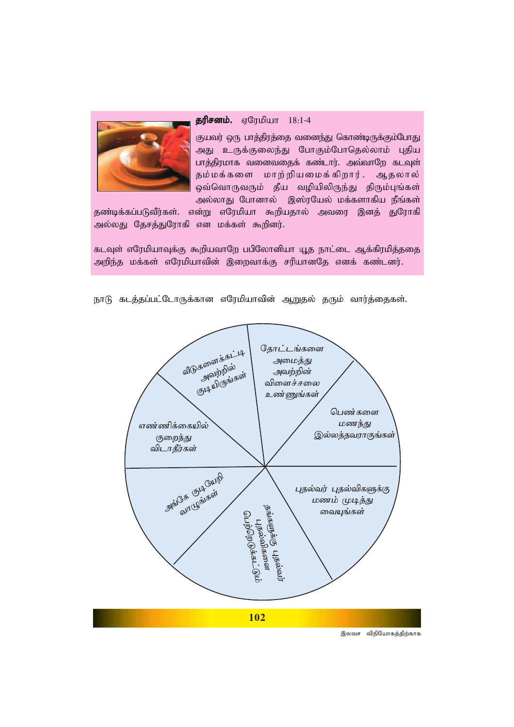**தரிசனம்.** ஏரேமியா 18:1-4

குயவர் ஒரு பாத்திரத்தை வனைந்து கொண்டிருக்கும்போது அது உருக்குலைந்து போகும்போதெல்லாம் புதிய பாத்திரமாக வனைவதைக் கண்டார். அவ்வாறே கடவுள் தம்மக்களை மாற்றியமைக்கிறார். ஆதலால் ஒவ்வொருவரும் தீய வழியிலிருந்து திரும்புங்கள் அல்லாது போனால் இஸ்ரயேல் மக்களாகிய நீங்கள் தண்டிக்கப்படுவீர்கள். என்று எரேமியா கூறியதால் அவரை இனத் துரோகி அல்லது தேசத்துரோகி என மக்கள் கூறினர்.

கடவுள் எரேமியாவுக்கு கூறியவாறே பபிலோனியா யூத நாட்டை ஆக்கிரமித்ததை அறிந்த மக்கள் எரேமியாவின் இறைவாக்கு சரியானதே எனக் கண்டனர்.

நாடு கடத்தப்பட்டோருக்கான எரேமியாவின் ஆறுதல் தரும் வார்த்தைகள்.

- வீடுகளைக்கட்டி அவற்றில் குடியிருங்கள்
- தோட்டங்களை அமைத்து அவற்றின் விளைச்சலை உண்ணுங்கள்
- பெண்களை மணந்து இல்லத்தவராகுங்கள்
- புதல்வர் புதல்விகளுக்கு மணம் முடித்து வையுங்கள்
- அவர்களுக்கு புதல்வர் புதல்விகளை பெற்றெடுக்கட்டும்
- அங்கே குடியேறி வாழுங்கள்
- எண்ணிக்கையில் குறைந்து விடாதீர்கள்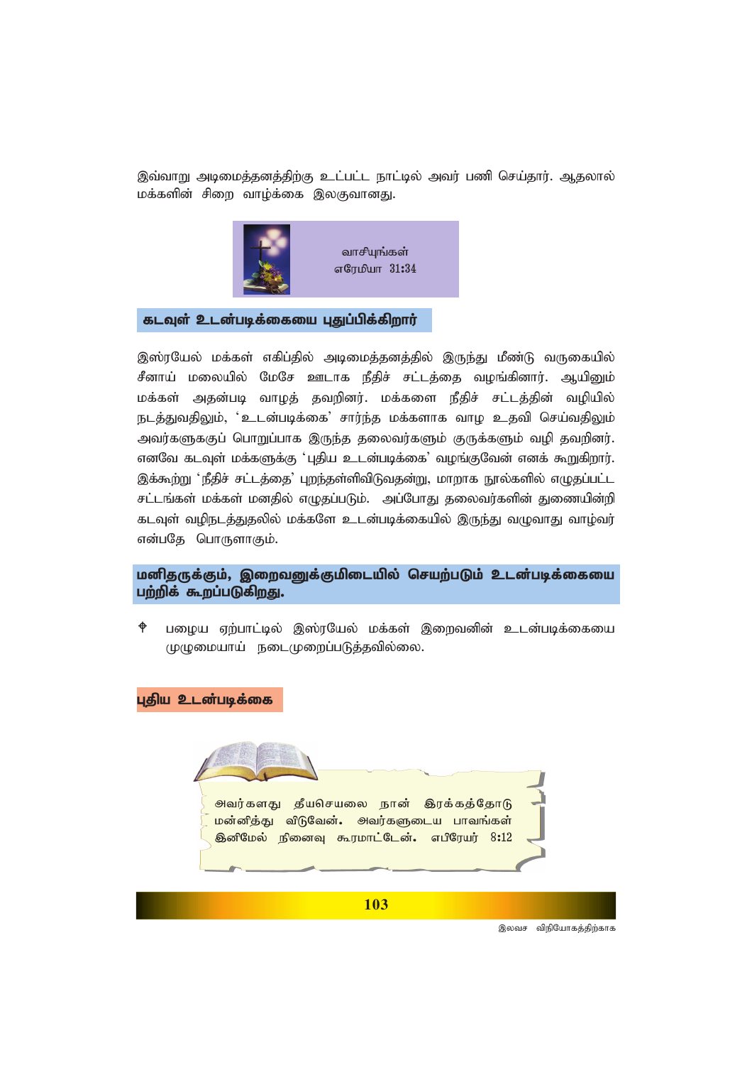இவ்வாறு அடிமைத்தனத்திற்கு உட்பட்ட நாட்டில் அவர் பணி செய்தார். ஆதலால் மக்களின் சிறை வாழ்க்கை இலகுவானது.

வாசியுங்கள்
எரேமியா 31:34

## கடவுள் உடன்படிக்கையை புதுப்பிக்கிறார்

இஸ்ரயேல் மக்கள் எகிப்தில் அடிமைத்தனத்தில் இருந்து மீண்டு வருகையில் சீனாய் மலையில் மோசே ஊடாக நீதிச் சட்டத்தை வழங்கினார். ஆயினும் மக்கள் அதன்படி வாழத் தவறினர். மக்களை நீதிச் சட்டத்தின் வழியில் நடத்துவதிலும், 'உடன்படிக்கை' சார்ந்த மக்களாக வாழ உதவி செய்வதிலும் அவர்களுக்குப் பொறுப்பாக இருந்த தலைவர்களும் குருக்களும் வழி தவறினர். எனவே கடவுள் மக்களுக்கு 'புதிய உடன்படிக்கை' வழங்குவேன் எனக் கூறுகிறார். இக்கூற்று 'நீதிச் சட்டத்தை' புறந்தள்ளிவிடுவதன்று, மாறாக நூல்களில் எழுதப்பட்ட சட்டங்கள் மக்கள் மனதில் எழுதப்படும். அப்போது தலைவர்களின் துணையின்றி கடவுள் வழிநடத்துதலில் மக்களே உடன்படிக்கையில் இருந்து வழுவாது வாழ்வர் என்பதே பொருளாகும்.

## மனிதருக்கும், இறைவனுக்குமிடையில் செயற்படும் உடன்படிக்கையை பற்றிக் கூறப்படுகிறது.

- பழைய ஏற்பாட்டில் இஸ்ரயேல் மக்கள் இறைவனின் உடன்படிக்கையை முழுமையாய் நடைமுறைப்படுத்தவில்லை.

## புதிய உடன்படிக்கை

அவர்களது தீயசெயலை நான் இரக்கத்தோடு மன்னித்து விடுவேன். அவர்களுடைய பாவங்கள் இனிமேல் நினைவு கூரமாட்டேன். எபிரேயர் 8:12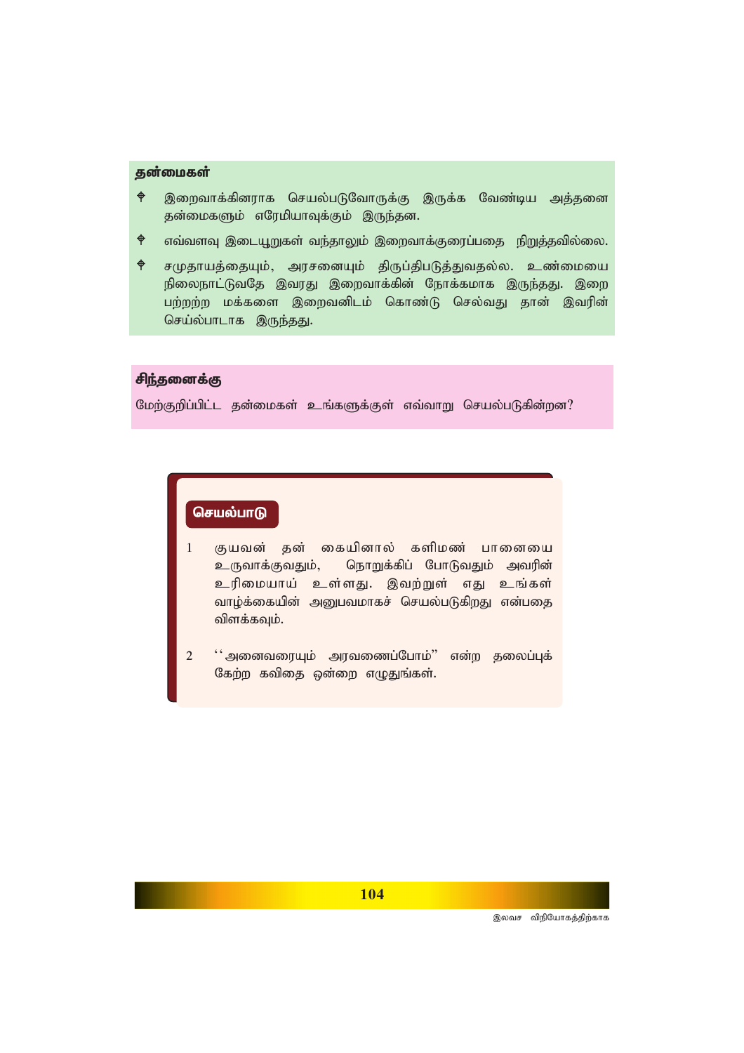### தன்மைகள்

- இறைவாக்கினராக செயல்படுவோருக்கு இருக்க வேண்டிய அத்தனை தன்மைகளும் எரேமியாவுக்கும் இருந்தன.
- எவ்வளவு இடையூறுகள் வந்தாலும் இறைவாக்குரைப்பதை நிறுத்தவில்லை.
- சமுதாயத்தையும், அரசனையும் திருப்திபடுத்துவதல்ல. உண்மையை நிலைநாட்டுவதே இவரது இறைவாக்கின் நோக்கமாக இருந்தது. இறை பற்றற்ற மக்களை இறைவனிடம் கொண்டு செல்வது தான் இவரின் செயல்பாடாக இருந்தது.

### சிந்தனைக்கு

மேற்குறிப்பிட்ட தன்மைகள் உங்களுக்குள் எவ்வாறு செயல்படுகின்றன?

### செயல்பாடு

1. குயவன் தன் கையினால் களிமண் பானையை உருவாக்குவதும், நொறுக்கிப் போடுவதும் அவரின் உரிமையாய் உள்ளது. இவற்றுள் எது உங்கள் வாழ்க்கையின் அனுபவமாகச் செயல்படுகிறது என்பதை விளக்கவும்.

2. ''அனைவரையும் அரவணைப்போம்'' என்ற தலைப்புக் கேற்ற கவிதை ஒன்றை எழுதுங்கள்.